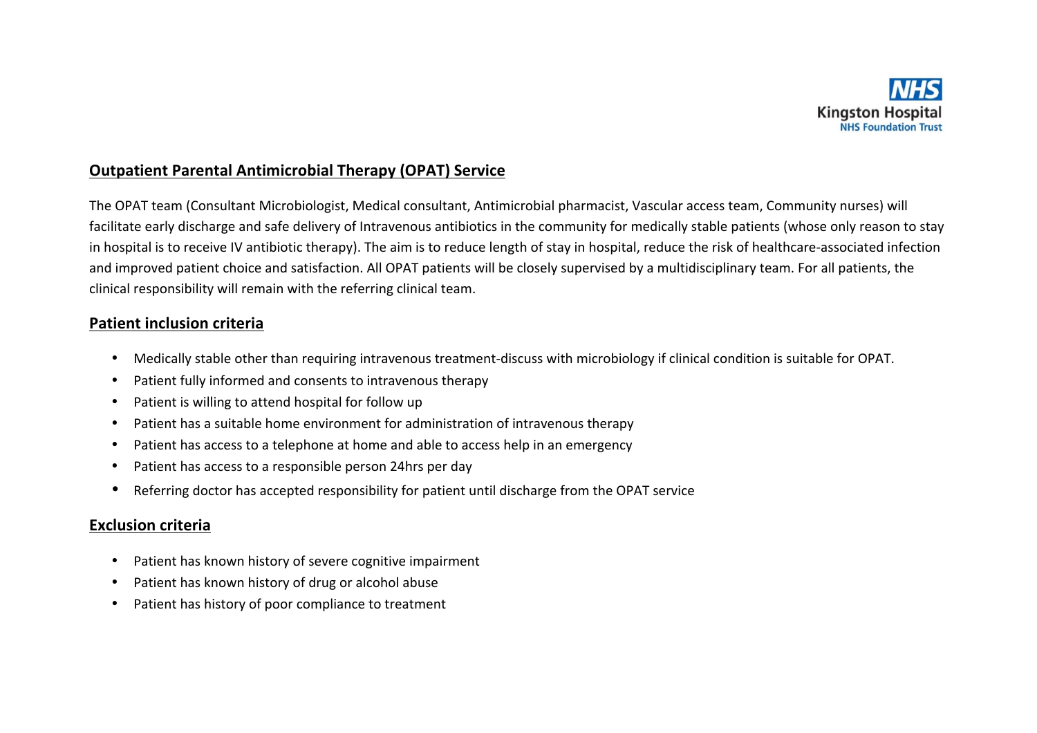NHS
Kingston Hospital
NHS Foundation Trust

## Outpatient Parental Antimicrobial Therapy (OPAT) Service

The OPAT team (Consultant Microbiologist, Medical consultant, Antimicrobial pharmacist, Vascular access team, Community nurses) will facilitate early discharge and safe delivery of Intravenous antibiotics in the community for medically stable patients (whose only reason to stay in hospital is to receive IV antibiotic therapy). The aim is to reduce length of stay in hospital, reduce the risk of healthcare-associated infection and improved patient choice and satisfaction. All OPAT patients will be closely supervised by a multidisciplinary team. For all patients, the clinical responsibility will remain with the referring clinical team.

### Patient inclusion criteria

- Medically stable other than requiring intravenous treatment-discuss with microbiology if clinical condition is suitable for OPAT.
- Patient fully informed and consents to intravenous therapy
- Patient is willing to attend hospital for follow up
- Patient has a suitable home environment for administration of intravenous therapy
- Patient has access to a telephone at home and able to access help in an emergency
- Patient has access to a responsible person 24hrs per day
- Referring doctor has accepted responsibility for patient until discharge from the OPAT service

### Exclusion criteria

- Patient has known history of severe cognitive impairment
- Patient has known history of drug or alcohol abuse
- Patient has history of poor compliance to treatment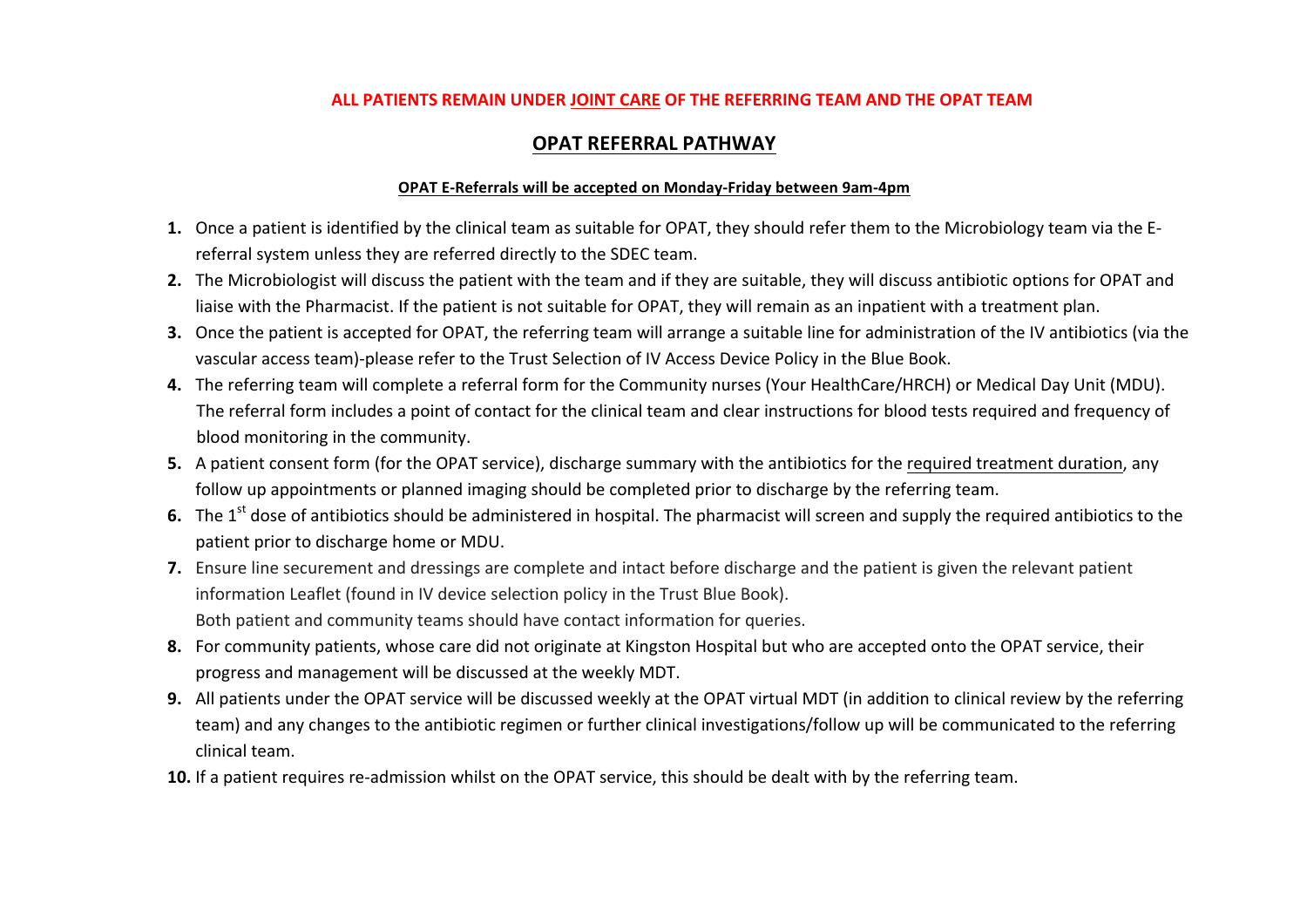**ALL PATIENTS REMAIN UNDER JOINT CARE OF THE REFERRING TEAM AND THE OPAT TEAM**

## OPAT REFERRAL PATHWAY

**OPAT E-Referrals will be accepted on Monday-Friday between 9am-4pm**

1. Once a patient is identified by the clinical team as suitable for OPAT, they should refer them to the Microbiology team via the E-referral system unless they are referred directly to the SDEC team.
2. The Microbiologist will discuss the patient with the team and if they are suitable, they will discuss antibiotic options for OPAT and liaise with the Pharmacist. If the patient is not suitable for OPAT, they will remain as an inpatient with a treatment plan.
3. Once the patient is accepted for OPAT, the referring team will arrange a suitable line for administration of the IV antibiotics (via the vascular access team)-please refer to the Trust Selection of IV Access Device Policy in the Blue Book.
4. The referring team will complete a referral form for the Community nurses (Your HealthCare/HRCH) or Medical Day Unit (MDU). The referral form includes a point of contact for the clinical team and clear instructions for blood tests required and frequency of blood monitoring in the community.
5. A patient consent form (for the OPAT service), discharge summary with the antibiotics for the required treatment duration, any follow up appointments or planned imaging should be completed prior to discharge by the referring team.
6. The 1st dose of antibiotics should be administered in hospital. The pharmacist will screen and supply the required antibiotics to the patient prior to discharge home or MDU.
7. Ensure line securement and dressings are complete and intact before discharge and the patient is given the relevant patient information Leaflet (found in IV device selection policy in the Trust Blue Book). Both patient and community teams should have contact information for queries.
8. For community patients, whose care did not originate at Kingston Hospital but who are accepted onto the OPAT service, their progress and management will be discussed at the weekly MDT.
9. All patients under the OPAT service will be discussed weekly at the OPAT virtual MDT (in addition to clinical review by the referring team) and any changes to the antibiotic regimen or further clinical investigations/follow up will be communicated to the referring clinical team.
10. If a patient requires re-admission whilst on the OPAT service, this should be dealt with by the referring team.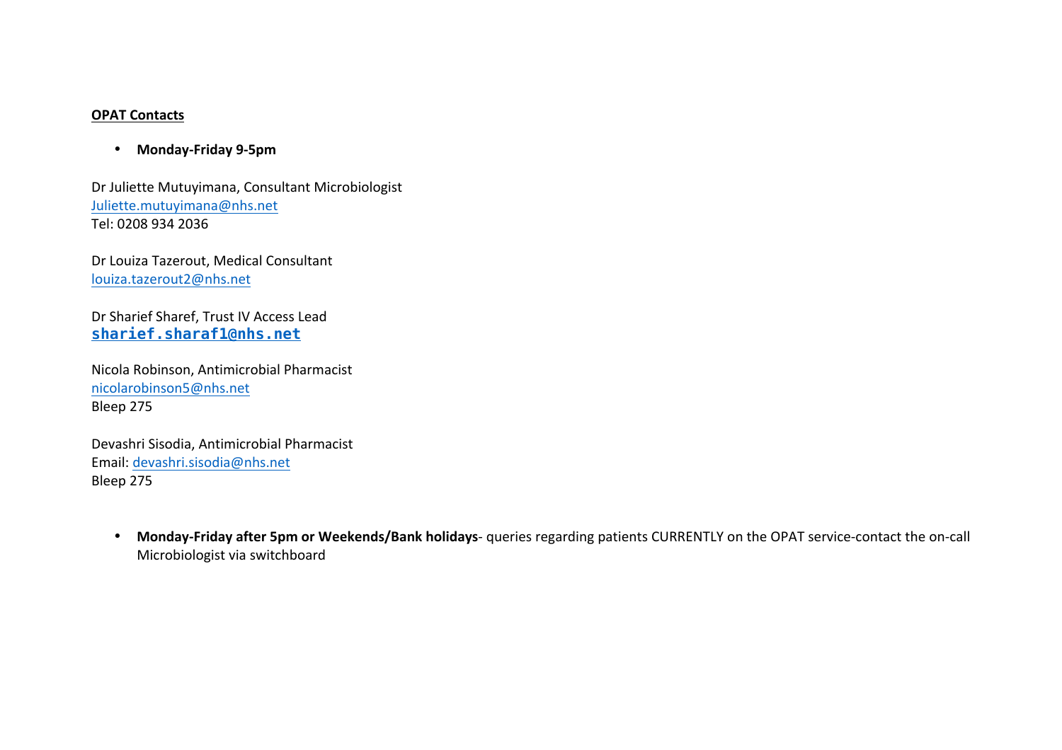**OPAT Contacts**

- **Monday-Friday 9-5pm**

Dr Juliette Mutuyimana, Consultant Microbiologist
Juliette.mutuyimana@nhs.net
Tel: 0208 934 2036

Dr Louiza Tazerout, Medical Consultant
louiza.tazerout2@nhs.net

Dr Sharief Sharef, Trust IV Access Lead
**sharief.sharaf1@nhs.net**

Nicola Robinson, Antimicrobial Pharmacist
nicolarobinson5@nhs.net
Bleep 275

Devashri Sisodia, Antimicrobial Pharmacist
Email: devashri.sisodia@nhs.net
Bleep 275

- **Monday-Friday after 5pm or Weekends/Bank holidays**- queries regarding patients CURRENTLY on the OPAT service-contact the on-call Microbiologist via switchboard